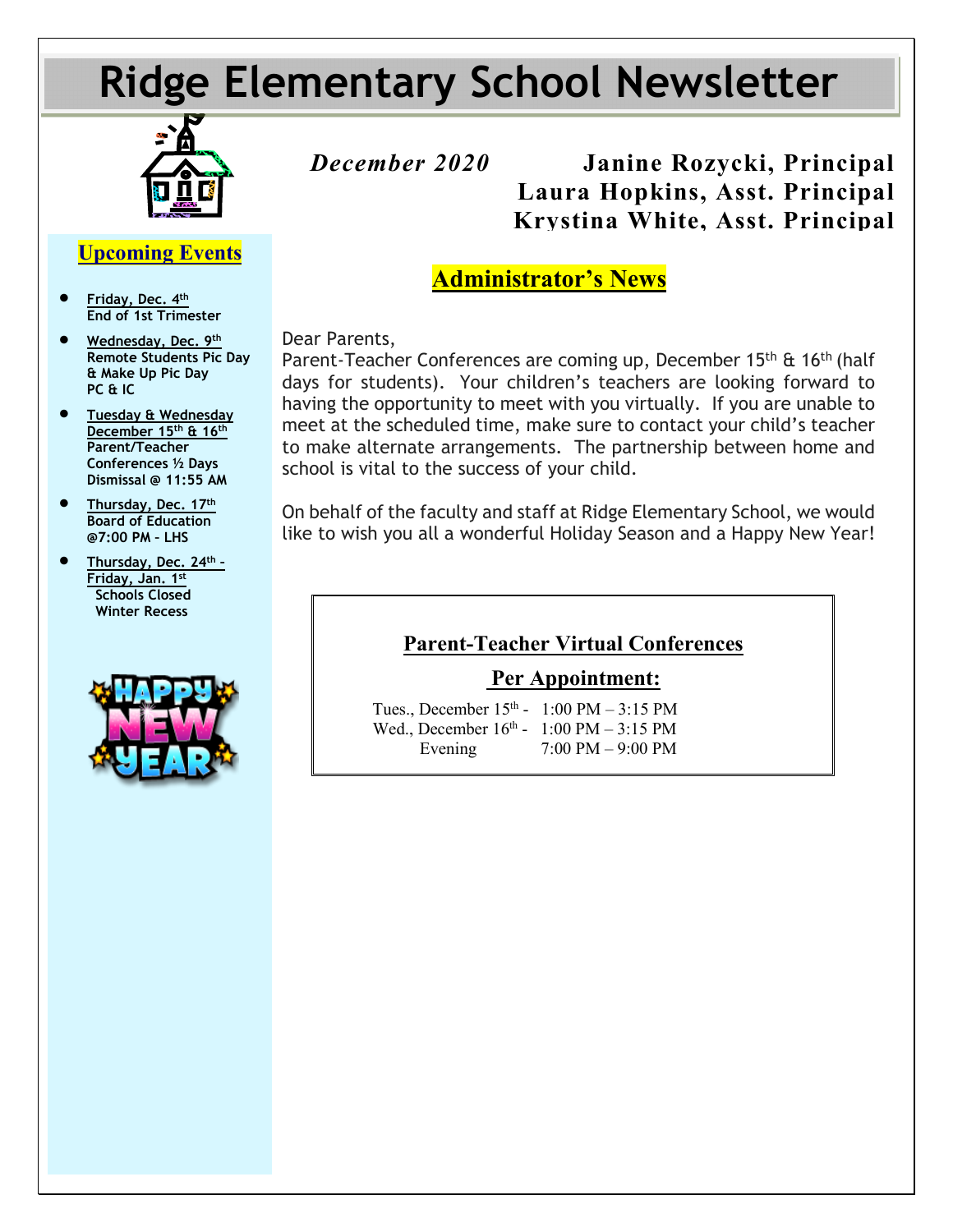# Ridge Elementary School Newsletter

*December 2020*

**Janine Rozycki, Principal**
**Laura Hopkins, Asst. Principal**
**Krystina White, Asst. Principal**

## Upcoming Events

- **Friday, Dec. 4th**
  **End of 1st Trimester**
- **Wednesday, Dec. 9th**
  **Remote Students Pic Day & Make Up Pic Day**
  **PC & IC**
- **Tuesday & Wednesday December 15th & 16th**
  **Parent/Teacher Conferences ½ Days**
  **Dismissal @ 11:55 AM**
- **Thursday, Dec. 17th**
  **Board of Education @7:00 PM – LHS**
- **Thursday, Dec. 24th – Friday, Jan. 1st**
  **Schools Closed**
  **Winter Recess**

## Administrator's News

Dear Parents,

Parent-Teacher Conferences are coming up, December 15th & 16th (half days for students). Your children's teachers are looking forward to having the opportunity to meet with you virtually. If you are unable to meet at the scheduled time, make sure to contact your child's teacher to make alternate arrangements. The partnership between home and school is vital to the success of your child.

On behalf of the faculty and staff at Ridge Elementary School, we would like to wish you all a wonderful Holiday Season and a Happy New Year!

### Parent-Teacher Virtual Conferences

**Per Appointment:**

Tues., December 15th - 1:00 PM – 3:15 PM
Wed., December 16th - 1:00 PM – 3:15 PM
Evening 7:00 PM – 9:00 PM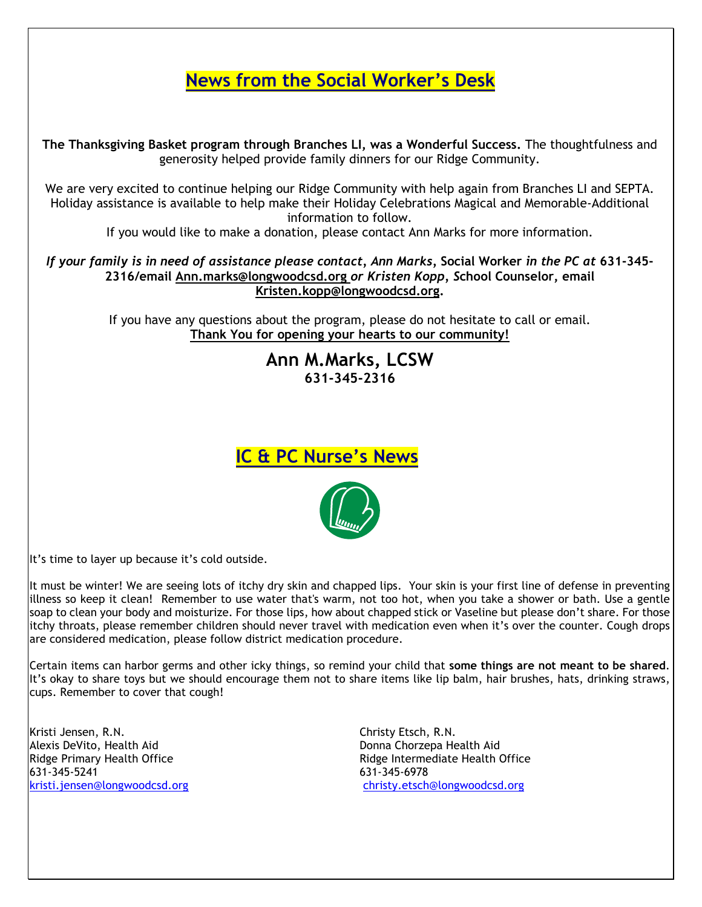## News from the Social Worker's Desk

**The Thanksgiving Basket program through Branches LI, was a Wonderful Success.** The thoughtfulness and generosity helped provide family dinners for our Ridge Community.

We are very excited to continue helping our Ridge Community with help again from Branches LI and SEPTA. Holiday assistance is available to help make their Holiday Celebrations Magical and Memorable-Additional information to follow.

If you would like to make a donation, please contact Ann Marks for more information.

***If your family is in need of assistance please contact, Ann Marks*, Social Worker *in the PC at* 631-345-2316/email Ann.marks@longwoodcsd.org *or Kristen Kopp*, School Counselor, email Kristen.kopp@longwoodcsd.org.**

If you have any questions about the program, please do not hesitate to call or email.

**Thank You for opening your hearts to our community!**

**Ann M.Marks, LCSW**
**631-345-2316**

## IC & PC Nurse's News

It's time to layer up because it's cold outside.

It must be winter! We are seeing lots of itchy dry skin and chapped lips. Your skin is your first line of defense in preventing illness so keep it clean! Remember to use water that's warm, not too hot, when you take a shower or bath. Use a gentle soap to clean your body and moisturize. For those lips, how about chapped stick or Vaseline but please don't share. For those itchy throats, please remember children should never travel with medication even when it's over the counter. Cough drops are considered medication, please follow district medication procedure.

Certain items can harbor germs and other icky things, so remind your child that **some things are not meant to be shared**. It's okay to share toys but we should encourage them not to share items like lip balm, hair brushes, hats, drinking straws, cups. Remember to cover that cough!

Kristi Jensen, R.N.
Alexis DeVito, Health Aid
Ridge Primary Health Office
631-345-5241
kristi.jensen@longwoodcsd.org

Christy Etsch, R.N.
Donna Chorzepa Health Aid
Ridge Intermediate Health Office
631-345-6978
christy.etsch@longwoodcsd.org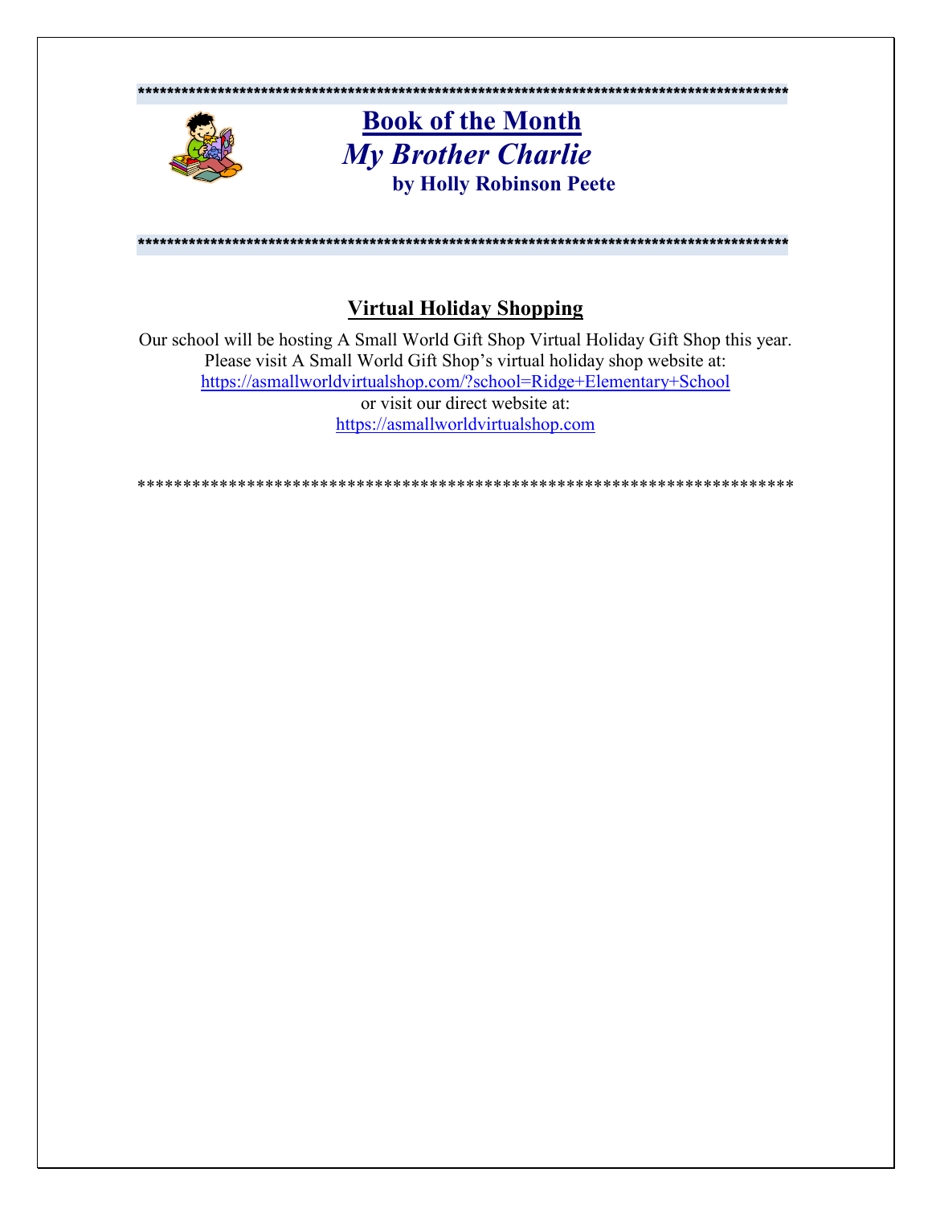****************************************************************************************************

## Book of the Month

### *My Brother Charlie*

**by Holly Robinson Peete**

****************************************************************************************************

## Virtual Holiday Shopping

Our school will be hosting A Small World Gift Shop Virtual Holiday Gift Shop this year.
Please visit A Small World Gift Shop's virtual holiday shop website at:
https://asmallworldvirtualshop.com/?school=Ridge+Elementary+School
or visit our direct website at:
https://asmallworldvirtualshop.com

**********************************************************************